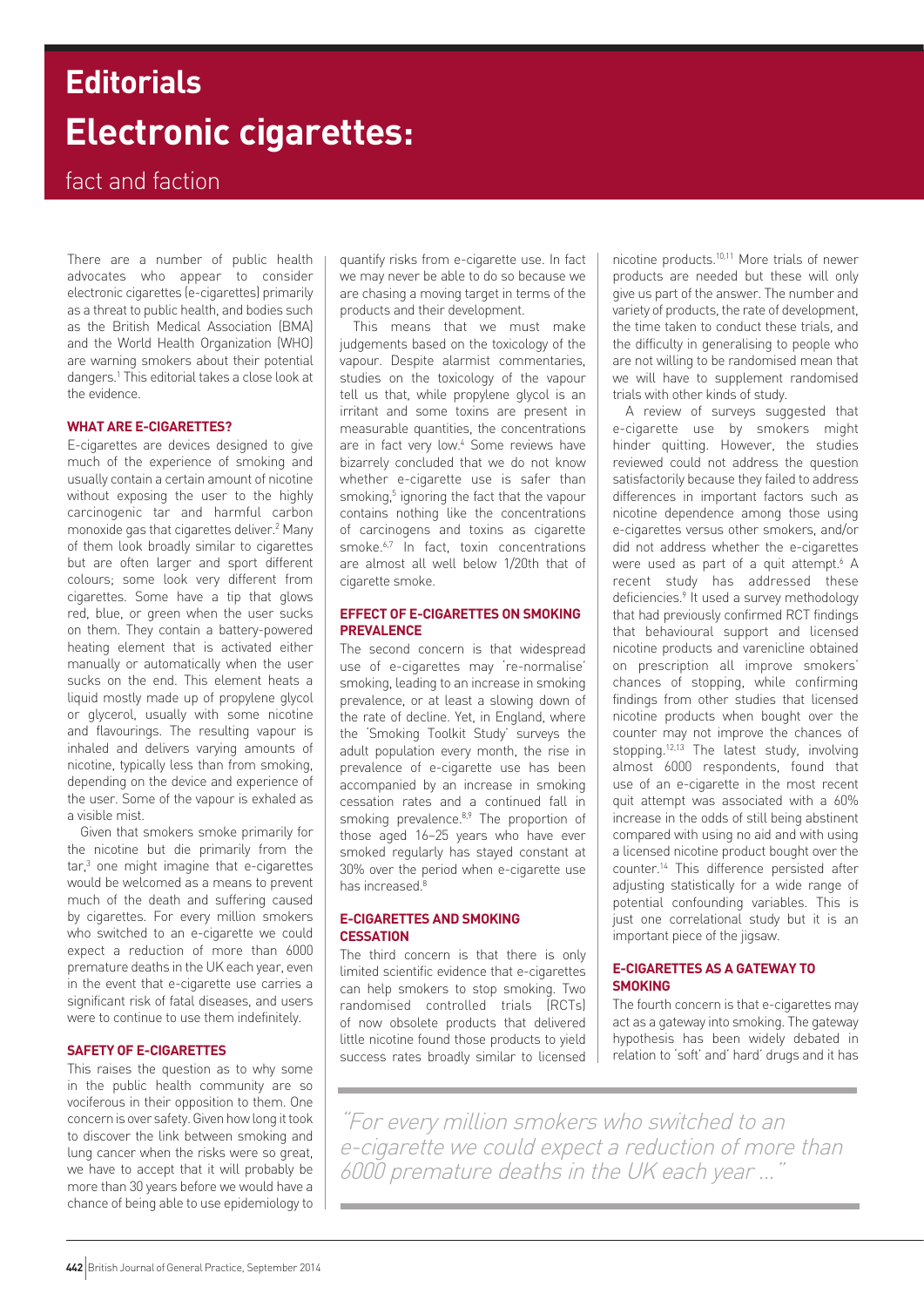# Editorials

# Electronic cigarettes:

## fact and faction

There are a number of public health advocates who appear to consider electronic cigarettes (e-cigarettes) primarily as a threat to public health, and bodies such as the British Medical Association (BMA) and the World Health Organization (WHO) are warning smokers about their potential dangers.[1] This editorial takes a close look at the evidence.

### WHAT ARE E-CIGARETTES?

E-cigarettes are devices designed to give much of the experience of smoking and usually contain a certain amount of nicotine without exposing the user to the highly carcinogenic tar and harmful carbon monoxide gas that cigarettes deliver.[2] Many of them look broadly similar to cigarettes but are often larger and sport different colours; some look very different from cigarettes. Some have a tip that glows red, blue, or green when the user sucks on them. They contain a battery-powered heating element that is activated either manually or automatically when the user sucks on the end. This element heats a liquid mostly made up of propylene glycol or glycerol, usually with some nicotine and flavourings. The resulting vapour is inhaled and delivers varying amounts of nicotine, typically less than from smoking, depending on the device and experience of the user. Some of the vapour is exhaled as a visible mist.

Given that smokers smoke primarily for the nicotine but die primarily from the tar,[3] one might imagine that e-cigarettes would be welcomed as a means to prevent much of the death and suffering caused by cigarettes. For every million smokers who switched to an e-cigarette we could expect a reduction of more than 6000 premature deaths in the UK each year, even in the event that e-cigarette use carries a significant risk of fatal diseases, and users were to continue to use them indefinitely.

### SAFETY OF E-CIGARETTES

This raises the question as to why some in the public health community are so vociferous in their opposition to them. One concern is over safety. Given how long it took to discover the link between smoking and lung cancer when the risks were so great, we have to accept that it will probably be more than 30 years before we would have a chance of being able to use epidemiology to quantify risks from e-cigarette use. In fact we may never be able to do so because we are chasing a moving target in terms of the products and their development.

This means that we must make judgements based on the toxicology of the vapour. Despite alarmist commentaries, studies on the toxicology of the vapour tell us that, while propylene glycol is an irritant and some toxins are present in measurable quantities, the concentrations are in fact very low.[4] Some reviews have bizarrely concluded that we do not know whether e-cigarette use is safer than smoking,[5] ignoring the fact that the vapour contains nothing like the concentrations of carcinogens and toxins as cigarette smoke.[6,7] In fact, toxin concentrations are almost all well below 1/20th that of cigarette smoke.

### EFFECT OF E-CIGARETTES ON SMOKING PREVALENCE

The second concern is that widespread use of e-cigarettes may 're-normalise' smoking, leading to an increase in smoking prevalence, or at least a slowing down of the rate of decline. Yet, in England, where the 'Smoking Toolkit Study' surveys the adult population every month, the rise in prevalence of e-cigarette use has been accompanied by an increase in smoking cessation rates and a continued fall in smoking prevalence.[8,9] The proportion of those aged 16–25 years who have ever smoked regularly has stayed constant at 30% over the period when e-cigarette use has increased.[8]

### E-CIGARETTES AND SMOKING CESSATION

The third concern is that there is only limited scientific evidence that e-cigarettes can help smokers to stop smoking. Two randomised controlled trials (RCTs) of now obsolete products that delivered little nicotine found those products to yield success rates broadly similar to licensed nicotine products.[10,11] More trials of newer products are needed but these will only give us part of the answer. The number and variety of products, the rate of development, the time taken to conduct these trials, and the difficulty in generalising to people who are not willing to be randomised mean that we will have to supplement randomised trials with other kinds of study.

A review of surveys suggested that e-cigarette use by smokers might hinder quitting. However, the studies reviewed could not address the question satisfactorily because they failed to address differences in important factors such as nicotine dependence among those using e-cigarettes versus other smokers, and/or did not address whether the e-cigarettes were used as part of a quit attempt.[6] A recent study has addressed these deficiencies.[9] It used a survey methodology that had previously confirmed RCT findings that behavioural support and licensed nicotine products and varenicline obtained on prescription all improve smokers' chances of stopping, while confirming findings from other studies that licensed nicotine products when bought over the counter may not improve the chances of stopping.[12,13] The latest study, involving almost 6000 respondents, found that use of an e-cigarette in the most recent quit attempt was associated with a 60% increase in the odds of still being abstinent compared with using no aid and with using a licensed nicotine product bought over the counter.[14] This difference persisted after adjusting statistically for a wide range of potential confounding variables. This is just one correlational study but it is an important piece of the jigsaw.

### E-CIGARETTES AS A GATEWAY TO SMOKING

The fourth concern is that e-cigarettes may act as a gateway into smoking. The gateway hypothesis has been widely debated in relation to 'soft' and' hard' drugs and it has

*"For every million smokers who switched to an e-cigarette we could expect a reduction of more than 6000 premature deaths in the UK each year ..."*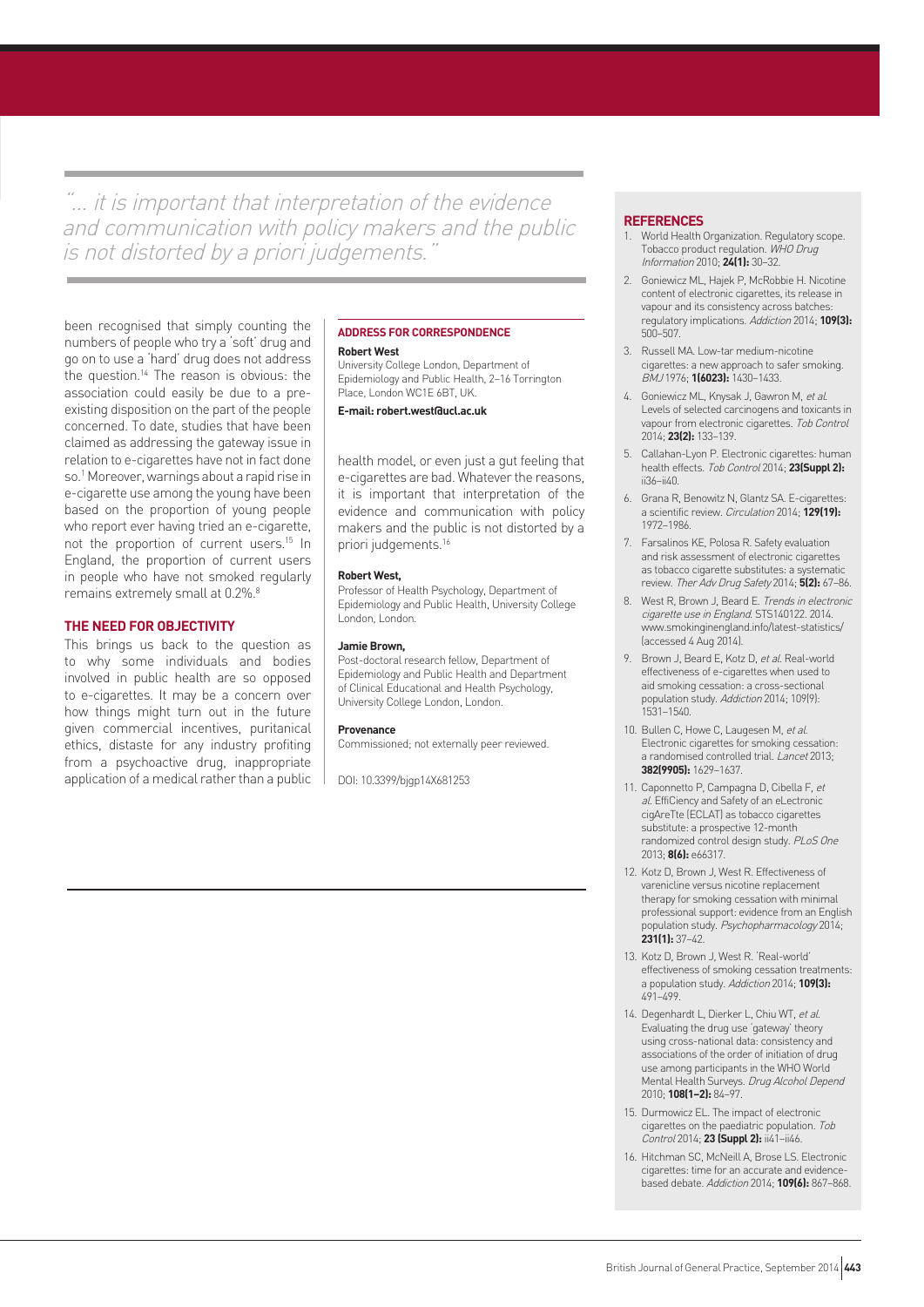"... it is important that interpretation of the evidence and communication with policy makers and the public is not distorted by a priori judgements."

been recognised that simply counting the numbers of people who try a 'soft' drug and go on to use a 'hard' drug does not address the question.[14] The reason is obvious: the association could easily be due to a pre-existing disposition on the part of the people concerned. To date, studies that have been claimed as addressing the gateway issue in relation to e-cigarettes have not in fact done so.[1] Moreover, warnings about a rapid rise in e-cigarette use among the young have been based on the proportion of young people who report ever having tried an e-cigarette, not the proportion of current users.[15] In England, the proportion of current users in people who have not smoked regularly remains extremely small at 0.2%.[8]

## THE NEED FOR OBJECTIVITY

This brings us back to the question as to why some individuals and bodies involved in public health are so opposed to e-cigarettes. It may be a concern over how things might turn out in the future given commercial incentives, puritanical ethics, distaste for any industry profiting from a psychoactive drug, inappropriate application of a medical rather than a public health model, or even just a gut feeling that e-cigarettes are bad. Whatever the reasons, it is important that interpretation of the evidence and communication with policy makers and the public is not distorted by a priori judgements.[16]

**Robert West,**
Professor of Health Psychology, Department of Epidemiology and Public Health, University College London, London.

**Jamie Brown,**
Post-doctoral research fellow, Department of Epidemiology and Public Health and Department of Clinical Educational and Health Psychology, University College London, London.

**Provenance**
Commissioned; not externally peer reviewed.

DOI: 10.3399/bjgp14X681253

### ADDRESS FOR CORRESPONDENCE

**Robert West**
University College London, Department of Epidemiology and Public Health, 2–16 Torrington Place, London WC1E 6BT, UK.

**E-mail: robert.west@ucl.ac.uk**

## REFERENCES

1. World Health Organization. Regulatory scope. Tobacco product regulation. *WHO Drug Information* 2010; **24(1):** 30–32.
2. Goniewicz ML, Hajek P, McRobbie H. Nicotine content of electronic cigarettes, its release in vapour and its consistency across batches: regulatory implications. *Addiction* 2014; **109(3):** 500–507.
3. Russell MA. Low-tar medium-nicotine cigarettes: a new approach to safer smoking. *BMJ* 1976; **1(6023):** 1430–1433.
4. Goniewicz ML, Knysak J, Gawron M, *et al.* Levels of selected carcinogens and toxicants in vapour from electronic cigarettes. *Tob Control* 2014; **23(2):** 133–139.
5. Callahan-Lyon P. Electronic cigarettes: human health effects. *Tob Control* 2014; **23(Suppl 2):** ii36–ii40.
6. Grana R, Benowitz N, Glantz SA. E-cigarettes: a scientific review. *Circulation* 2014; **129(19):** 1972–1986.
7. Farsalinos KE, Polosa R. Safety evaluation and risk assessment of electronic cigarettes as tobacco cigarette substitutes: a systematic review. *Ther Adv Drug Safety* 2014; **5(2):** 67–86.
8. West R, Brown J, Beard E. *Trends in electronic cigarette use in England.* STS140122. 2014. www.smokinginengland.info/latest-statistics/ (accessed 4 Aug 2014).
9. Brown J, Beard E, Kotz D, *et al.* Real-world effectiveness of e-cigarettes when used to aid smoking cessation: a cross-sectional population study. *Addiction* 2014; 109(9): 1531–1540.
10. Bullen C, Howe C, Laugesen M, *et al.* Electronic cigarettes for smoking cessation: a randomised controlled trial. *Lancet* 2013; **382(9905):** 1629–1637.
11. Caponnetto P, Campagna D, Cibella F, *et al.* EffiCiency and Safety of an eLectronic cigAreTte (ECLAT) as tobacco cigarettes substitute: a prospective 12-month randomized control design study. *PLoS One* 2013; **8(6):** e66317.
12. Kotz D, Brown J, West R. Effectiveness of varenicline versus nicotine replacement therapy for smoking cessation with minimal professional support: evidence from an English population study. *Psychopharmacology* 2014; **231(1):** 37–42.
13. Kotz D, Brown J, West R. 'Real-world' effectiveness of smoking cessation treatments: a population study. *Addiction* 2014; **109(3):** 491–499.
14. Degenhardt L, Dierker L, Chiu WT, *et al.* Evaluating the drug use 'gateway' theory using cross-national data: consistency and associations of the order of initiation of drug use among participants in the WHO World Mental Health Surveys. *Drug Alcohol Depend* 2010; **108(1–2):** 84–97.
15. Durmowicz EL. The impact of electronic cigarettes on the paediatric population. *Tob Control* 2014; **23 (Suppl 2):** ii41–ii46.
16. Hitchman SC, McNeill A, Brose LS. Electronic cigarettes: time for an accurate and evidence-based debate. *Addiction* 2014; **109(6):** 867–868.